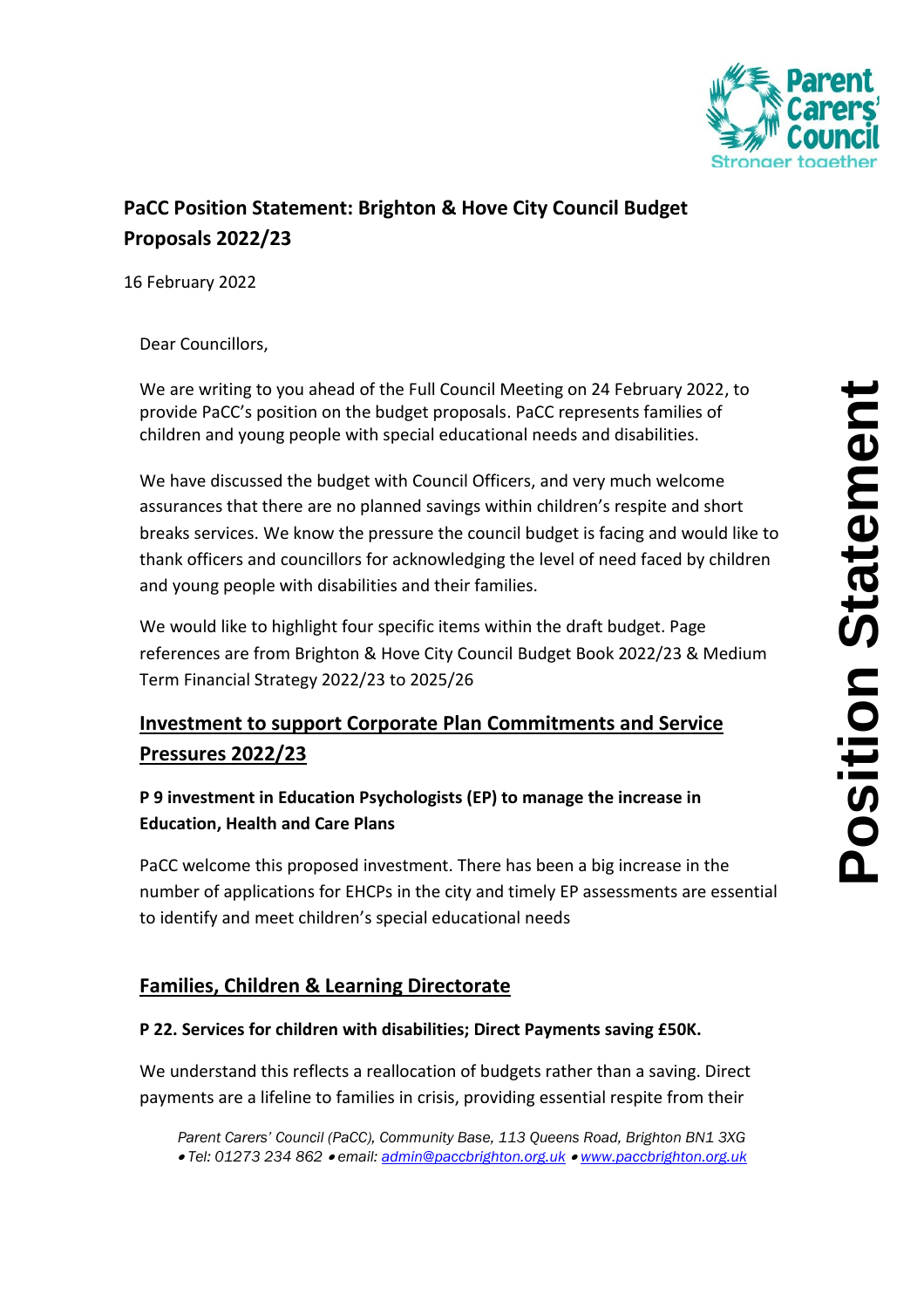# PaCC Position Statement: Brighton & Hove City Council Budget Proposals 2022/23

16 February 2022

Dear Councillors,

We are writing to you ahead of the Full Council Meeting on 24 February 2022, to provide PaCC's position on the budget proposals. PaCC represents families of children and young people with special educational needs and disabilities.

We have discussed the budget with Council Officers, and very much welcome assurances that there are no planned savings within children's respite and short breaks services. We know the pressure the council budget is facing and would like to thank officers and councillors for acknowledging the level of need faced by children and young people with disabilities and their families.

We would like to highlight four specific items within the draft budget. Page references are from Brighton & Hove City Council Budget Book 2022/23 & Medium Term Financial Strategy 2022/23 to 2025/26

## Investment to support Corporate Plan Commitments and Service Pressures 2022/23

### P 9 investment in Education Psychologists (EP) to manage the increase in Education, Health and Care Plans

PaCC welcome this proposed investment. There has been a big increase in the number of applications for EHCPs in the city and timely EP assessments are essential to identify and meet children's special educational needs

## Families, Children & Learning Directorate

### P 22. Services for children with disabilities; Direct Payments saving £50K.

We understand this reflects a reallocation of budgets rather than a saving. Direct payments are a lifeline to families in crisis, providing essential respite from their

*Parent Carers' Council (PaCC), Community Base, 113 Queens Road, Brighton BN1 3XG*
*• Tel: 01273 234 862 • email: admin@paccbrighton.org.uk • www.paccbrighton.org.uk*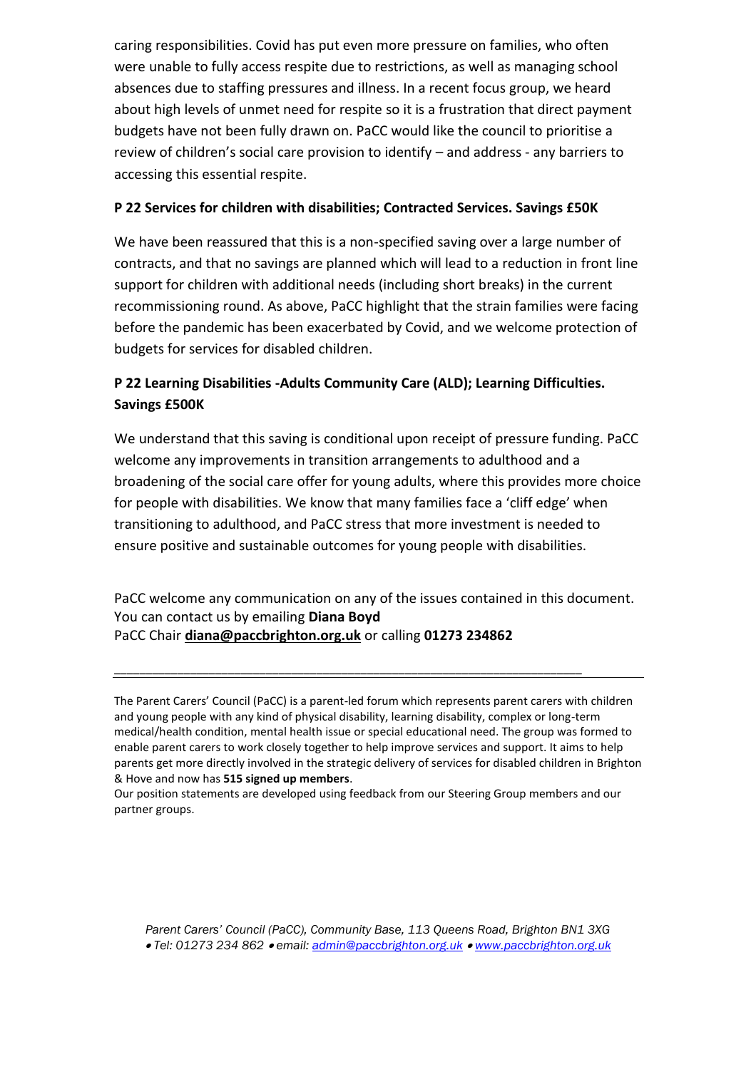caring responsibilities. Covid has put even more pressure on families, who often were unable to fully access respite due to restrictions, as well as managing school absences due to staffing pressures and illness. In a recent focus group, we heard about high levels of unmet need for respite so it is a frustration that direct payment budgets have not been fully drawn on. PaCC would like the council to prioritise a review of children's social care provision to identify – and address - any barriers to accessing this essential respite.

**P 22 Services for children with disabilities; Contracted Services. Savings £50K**

We have been reassured that this is a non-specified saving over a large number of contracts, and that no savings are planned which will lead to a reduction in front line support for children with additional needs (including short breaks) in the current recommissioning round. As above, PaCC highlight that the strain families were facing before the pandemic has been exacerbated by Covid, and we welcome protection of budgets for services for disabled children.

**P 22 Learning Disabilities -Adults Community Care (ALD); Learning Difficulties. Savings £500K**

We understand that this saving is conditional upon receipt of pressure funding. PaCC welcome any improvements in transition arrangements to adulthood and a broadening of the social care offer for young adults, where this provides more choice for people with disabilities. We know that many families face a 'cliff edge' when transitioning to adulthood, and PaCC stress that more investment is needed to ensure positive and sustainable outcomes for young people with disabilities.

PaCC welcome any communication on any of the issues contained in this document. You can contact us by emailing **Diana Boyd**
PaCC Chair **diana@paccbrighton.org.uk** or calling **01273 234862**

---

The Parent Carers' Council (PaCC) is a parent-led forum which represents parent carers with children and young people with any kind of physical disability, learning disability, complex or long-term medical/health condition, mental health issue or special educational need. The group was formed to enable parent carers to work closely together to help improve services and support. It aims to help parents get more directly involved in the strategic delivery of services for disabled children in Brighton & Hove and now has **515 signed up members**.
Our position statements are developed using feedback from our Steering Group members and our partner groups.

*Parent Carers' Council (PaCC), Community Base, 113 Queens Road, Brighton BN1 3XG*
*• Tel: 01273 234 862 • email: admin@paccbrighton.org.uk • www.paccbrighton.org.uk*